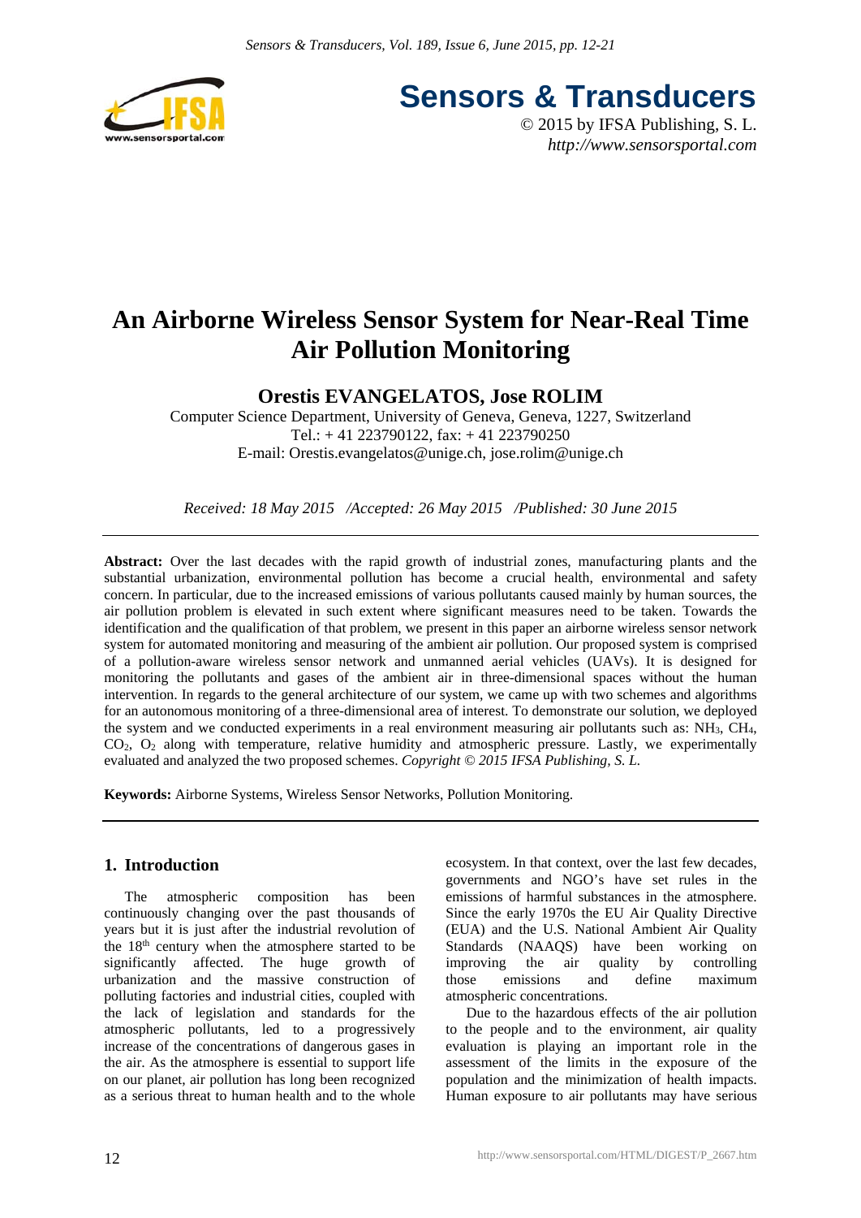# An Airborne Wireless Sensor System for Near-Real Time Air Pollution Monitoring

**Orestis EVANGELATOS, Jose ROLIM**

Computer Science Department, University of Geneva, Geneva, 1227, Switzerland
Tel.: + 41 223790122, fax: + 41 223790250
E-mail: Orestis.evangelatos@unige.ch, jose.rolim@unige.ch

*Received: 18 May 2015 /Accepted: 26 May 2015 /Published: 30 June 2015*

**Abstract:** Over the last decades with the rapid growth of industrial zones, manufacturing plants and the substantial urbanization, environmental pollution has become a crucial health, environmental and safety concern. In particular, due to the increased emissions of various pollutants caused mainly by human sources, the air pollution problem is elevated in such extent where significant measures need to be taken. Towards the identification and the qualification of that problem, we present in this paper an airborne wireless sensor network system for automated monitoring and measuring of the ambient air pollution. Our proposed system is comprised of a pollution-aware wireless sensor network and unmanned aerial vehicles (UAVs). It is designed for monitoring the pollutants and gases of the ambient air in three-dimensional spaces without the human intervention. In regards to the general architecture of our system, we came up with two schemes and algorithms for an autonomous monitoring of a three-dimensional area of interest. To demonstrate our solution, we deployed the system and we conducted experiments in a real environment measuring air pollutants such as: $NH_3$, $CH_4$, $CO_2$, $O_2$ along with temperature, relative humidity and atmospheric pressure. Lastly, we experimentally evaluated and analyzed the two proposed schemes. *Copyright © 2015 IFSA Publishing, S. L.*

**Keywords:** Airborne Systems, Wireless Sensor Networks, Pollution Monitoring.

## 1. Introduction

The atmospheric composition has been continuously changing over the past thousands of years but it is just after the industrial revolution of the 18th century when the atmosphere started to be significantly affected. The huge growth of urbanization and the massive construction of polluting factories and industrial cities, coupled with the lack of legislation and standards for the atmospheric pollutants, led to a progressively increase of the concentrations of dangerous gases in the air. As the atmosphere is essential to support life on our planet, air pollution has long been recognized as a serious threat to human health and to the whole ecosystem. In that context, over the last few decades, governments and NGO's have set rules in the emissions of harmful substances in the atmosphere. Since the early 1970s the EU Air Quality Directive (EUA) and the U.S. National Ambient Air Quality Standards (NAAQS) have been working on improving the air quality by controlling those emissions and define maximum atmospheric concentrations.

Due to the hazardous effects of the air pollution to the people and to the environment, air quality evaluation is playing an important role in the assessment of the limits in the exposure of the population and the minimization of health impacts. Human exposure to air pollutants may have serious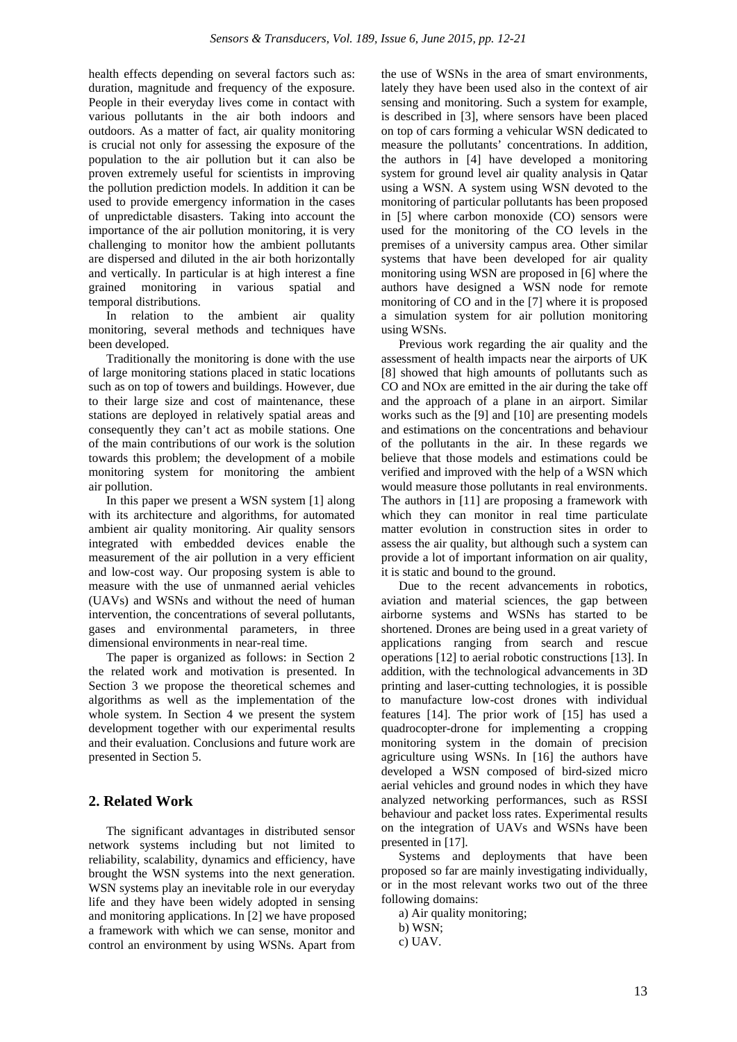health effects depending on several factors such as: duration, magnitude and frequency of the exposure. People in their everyday lives come in contact with various pollutants in the air both indoors and outdoors. As a matter of fact, air quality monitoring is crucial not only for assessing the exposure of the population to the air pollution but it can also be proven extremely useful for scientists in improving the pollution prediction models. In addition it can be used to provide emergency information in the cases of unpredictable disasters. Taking into account the importance of the air pollution monitoring, it is very challenging to monitor how the ambient pollutants are dispersed and diluted in the air both horizontally and vertically. In particular is at high interest a fine grained monitoring in various spatial and temporal distributions.

In relation to the ambient air quality monitoring, several methods and techniques have been developed.

Traditionally the monitoring is done with the use of large monitoring stations placed in static locations such as on top of towers and buildings. However, due to their large size and cost of maintenance, these stations are deployed in relatively spatial areas and consequently they can't act as mobile stations. One of the main contributions of our work is the solution towards this problem; the development of a mobile monitoring system for monitoring the ambient air pollution.

In this paper we present a WSN system [1] along with its architecture and algorithms, for automated ambient air quality monitoring. Air quality sensors integrated with embedded devices enable the measurement of the air pollution in a very efficient and low-cost way. Our proposing system is able to measure with the use of unmanned aerial vehicles (UAVs) and WSNs and without the need of human intervention, the concentrations of several pollutants, gases and environmental parameters, in three dimensional environments in near-real time.

The paper is organized as follows: in Section 2 the related work and motivation is presented. In Section 3 we propose the theoretical schemes and algorithms as well as the implementation of the whole system. In Section 4 we present the system development together with our experimental results and their evaluation. Conclusions and future work are presented in Section 5.

## 2. Related Work

The significant advantages in distributed sensor network systems including but not limited to reliability, scalability, dynamics and efficiency, have brought the WSN systems into the next generation. WSN systems play an inevitable role in our everyday life and they have been widely adopted in sensing and monitoring applications. In [2] we have proposed a framework with which we can sense, monitor and control an environment by using WSNs. Apart from the use of WSNs in the area of smart environments, lately they have been used also in the context of air sensing and monitoring. Such a system for example, is described in [3], where sensors have been placed on top of cars forming a vehicular WSN dedicated to measure the pollutants' concentrations. In addition, the authors in [4] have developed a monitoring system for ground level air quality analysis in Qatar using a WSN. A system using WSN devoted to the monitoring of particular pollutants has been proposed in [5] where carbon monoxide (CO) sensors were used for the monitoring of the CO levels in the premises of a university campus area. Other similar systems that have been developed for air quality monitoring using WSN are proposed in [6] where the authors have designed a WSN node for remote monitoring of CO and in the [7] where it is proposed a simulation system for air pollution monitoring using WSNs.

Previous work regarding the air quality and the assessment of health impacts near the airports of UK [8] showed that high amounts of pollutants such as CO and $NO_x$ are emitted in the air during the take off and the approach of a plane in an airport. Similar works such as the [9] and [10] are presenting models and estimations on the concentrations and behaviour of the pollutants in the air. In these regards we believe that those models and estimations could be verified and improved with the help of a WSN which would measure those pollutants in real environments. The authors in [11] are proposing a framework with which they can monitor in real time particulate matter evolution in construction sites in order to assess the air quality, but although such a system can provide a lot of important information on air quality, it is static and bound to the ground.

Due to the recent advancements in robotics, aviation and material sciences, the gap between airborne systems and WSNs has started to be shortened. Drones are being used in a great variety of applications ranging from search and rescue operations [12] to aerial robotic constructions [13]. In addition, with the technological advancements in 3D printing and laser-cutting technologies, it is possible to manufacture low-cost drones with individual features [14]. The prior work of [15] has used a quadrocopter-drone for implementing a cropping monitoring system in the domain of precision agriculture using WSNs. In [16] the authors have developed a WSN composed of bird-sized micro aerial vehicles and ground nodes in which they have analyzed networking performances, such as RSSI behaviour and packet loss rates. Experimental results on the integration of UAVs and WSNs have been presented in [17].

Systems and deployments that have been proposed so far are mainly investigating individually, or in the most relevant works two out of the three following domains:

a) Air quality monitoring;

b) WSN;

c) UAV.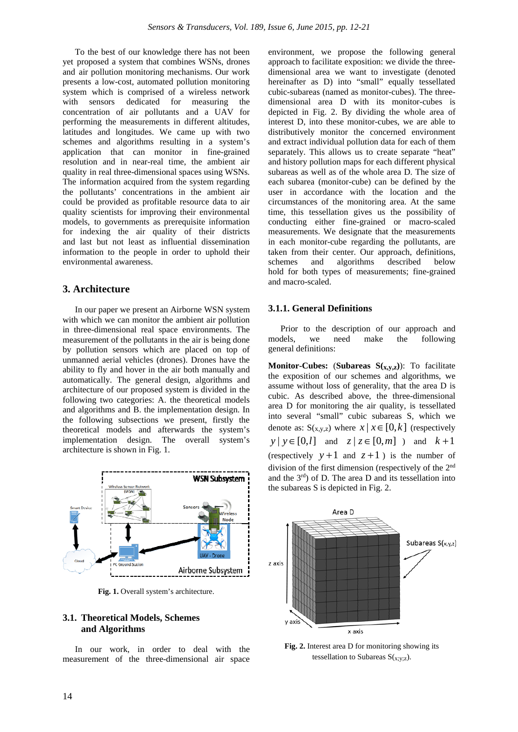To the best of our knowledge there has not been yet proposed a system that combines WSNs, drones and air pollution monitoring mechanisms. Our work presents a low-cost, automated pollution monitoring system which is comprised of a wireless network with sensors dedicated for measuring the concentration of air pollutants and a UAV for performing the measurements in different altitudes, latitudes and longitudes. We came up with two schemes and algorithms resulting in a system's application that can monitor in fine-grained resolution and in near-real time, the ambient air quality in real three-dimensional spaces using WSNs. The information acquired from the system regarding the pollutants' concentrations in the ambient air could be provided as profitable resource data to air quality scientists for improving their environmental models, to governments as prerequisite information for indexing the air quality of their districts and last but not least as influential dissemination information to the people in order to uphold their environmental awareness.

## 3. Architecture

In our paper we present an Airborne WSN system with which we can monitor the ambient air pollution in three-dimensional real space environments. The measurement of the pollutants in the air is being done by pollution sensors which are placed on top of unmanned aerial vehicles (drones). Drones have the ability to fly and hover in the air both manually and automatically. The general design, algorithms and architecture of our proposed system is divided in the following two categories: A. the theoretical models and algorithms and B. the implementation design. In the following subsections we present, firstly the theoretical models and afterwards the system's implementation design. The overall system's architecture is shown in Fig. 1.

**Fig. 1.** Overall system's architecture.

### 3.1. Theoretical Models, Schemes and Algorithms

In our work, in order to deal with the measurement of the three-dimensional air space environment, we propose the following general approach to facilitate exposition: we divide the three-dimensional area we want to investigate (denoted hereinafter as D) into "small" equally tessellated cubic-subareas (named as monitor-cubes). The three-dimensional area D with its monitor-cubes is depicted in Fig. 2. By dividing the whole area of interest D, into these monitor-cubes, we are able to distributively monitor the concerned environment and extract individual pollution data for each of them separately. This allows us to create separate "heat" and history pollution maps for each different physical subareas as well as of the whole area D. The size of each subarea (monitor-cube) can be defined by the user in accordance with the location and the circumstances of the monitoring area. At the same time, this tessellation gives us the possibility of conducting either fine-grained or macro-scaled measurements. We designate that the measurements in each monitor-cube regarding the pollutants, are taken from their center. Our approach, definitions, schemes and algorithms described below hold for both types of measurements; fine-grained and macro-scaled.

#### 3.1.1. General Definitions

Prior to the description of our approach and models, we need make the following general definitions:

**Monitor-Cubes:** (**Subareas $S_{(x,y,z)}$**): To facilitate the exposition of our schemes and algorithms, we assume without loss of generality, that the area D is cubic. As described above, the three-dimensional area D for monitoring the air quality, is tessellated into several "small" cubic subareas S, which we denote as: $S_{(x,y,z)}$ where $x \mid x \in [0,k]$ (respectively $y \mid y \in [0,l]$ and $z \mid z \in [0,m]$ ) and $k+1$ (respectively $y+1$ and $z+1$ ) is the number of division of the first dimension (respectively of the 2nd and the 3rd) of D. The area D and its tessellation into the subareas S is depicted in Fig. 2.

**Fig. 2.** Interest area D for monitoring showing its tessellation to Subareas $S_{(x;y;z)}$.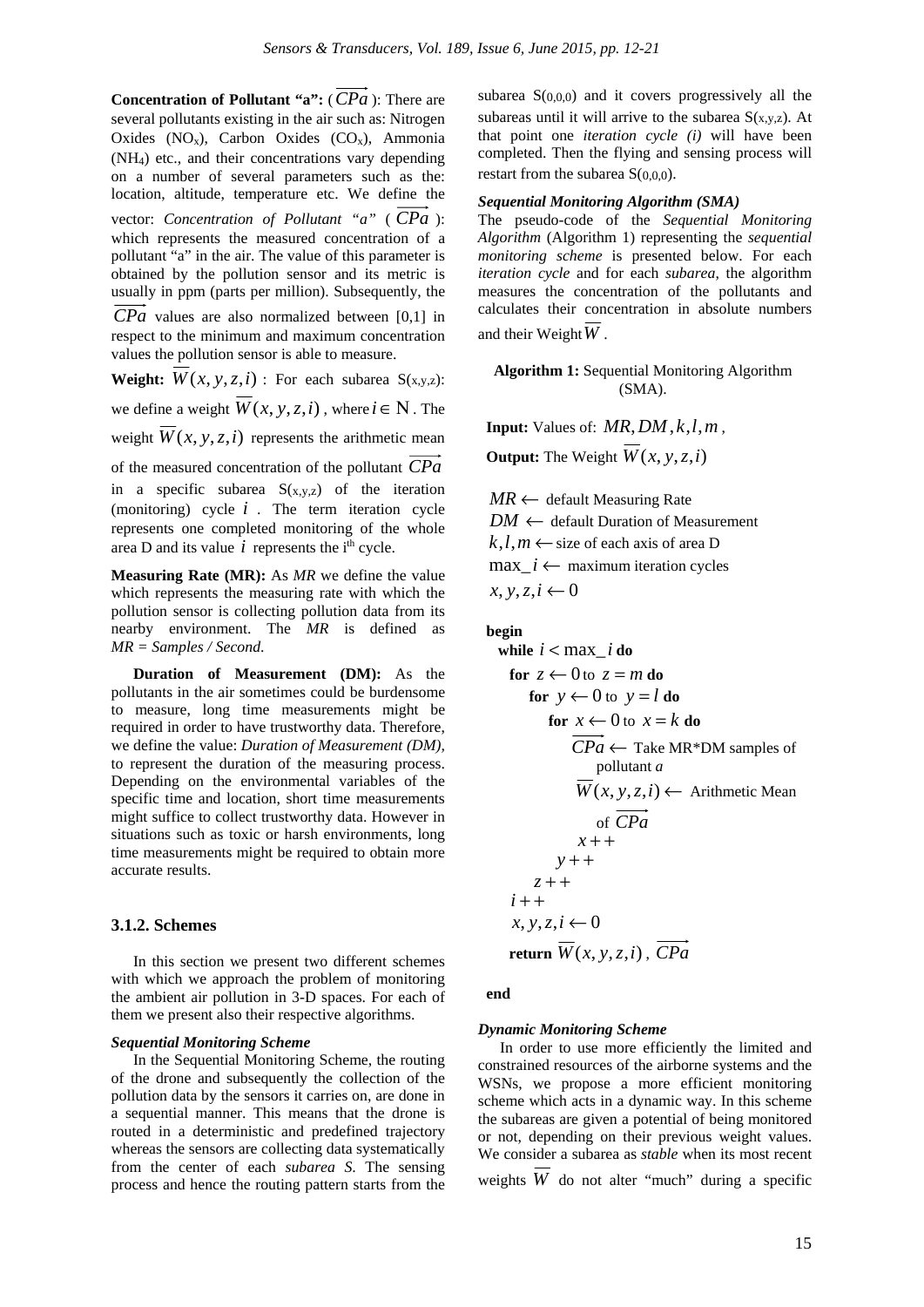**Concentration of Pollutant "a":** ($\overrightarrow{CPa}$): There are several pollutants existing in the air such as: Nitrogen Oxides ($NO_x$), Carbon Oxides ($CO_x$), Ammonia ($NH_4$) etc., and their concentrations vary depending on a number of several parameters such as the: location, altitude, temperature etc. We define the vector: *Concentration of Pollutant "a"* ($\overrightarrow{CPa}$): which represents the measured concentration of a pollutant "a" in the air. The value of this parameter is obtained by the pollution sensor and its metric is usually in ppm (parts per million). Subsequently, the $\overrightarrow{CPa}$ values are also normalized between [0,1] in respect to the minimum and maximum concentration values the pollution sensor is able to measure.

**Weight:** $\overline{W}(x, y, z, i)$ : For each subarea $S_{(x,y,z)}$: we define a weight $\overline{W}(x, y, z, i)$, where $i \in \mathbb{N}$. The weight $\overline{W}(x, y, z, i)$ represents the arithmetic mean of the measured concentration of the pollutant $\overrightarrow{CPa}$ in a specific subarea $S_{(x,y,z)}$ of the iteration (monitoring) cycle $i$. The term iteration cycle represents one completed monitoring of the whole area D and its value $i$ represents the $i^{th}$ cycle.

**Measuring Rate (MR):** As *MR* we define the value which represents the measuring rate with which the pollution sensor is collecting pollution data from its nearby environment. The *MR* is defined as *MR = Samples / Second.*

**Duration of Measurement (DM):** As the pollutants in the air sometimes could be burdensome to measure, long time measurements might be required in order to have trustworthy data. Therefore, we define the value: *Duration of Measurement (DM),* to represent the duration of the measuring process. Depending on the environmental variables of the specific time and location, short time measurements might suffice to collect trustworthy data. However in situations such as toxic or harsh environments, long time measurements might be required to obtain more accurate results.

### 3.1.2. Schemes

In this section we present two different schemes with which we approach the problem of monitoring the ambient air pollution in 3-D spaces. For each of them we present also their respective algorithms.

#### *Sequential Monitoring Scheme*

In the Sequential Monitoring Scheme, the routing of the drone and subsequently the collection of the pollution data by the sensors it carries on, are done in a sequential manner. This means that the drone is routed in a deterministic and predefined trajectory whereas the sensors are collecting data systematically from the center of each *subarea S.* The sensing process and hence the routing pattern starts from the subarea $S_{(0,0,0)}$ and it covers progressively all the subareas until it will arrive to the subarea $S_{(x,y,z)}$. At that point one *iteration cycle (i)* will have been completed. Then the flying and sensing process will restart from the subarea $S_{(0,0,0)}$.

#### *Sequential Monitoring Algorithm (SMA)*

The pseudo-code of the *Sequential Monitoring Algorithm* (Algorithm 1) representing the *sequential monitoring scheme* is presented below. For each *iteration cycle* and for each *subarea*, the algorithm measures the concentration of the pollutants and calculates their concentration in absolute numbers and their Weight $\overline{W}$.

**Algorithm 1:** Sequential Monitoring Algorithm (SMA).

**Input:** Values of: $MR, DM, k, l, m$,
**Output:** The Weight $\overline{W}(x, y, z, i)$

$MR \leftarrow$ default Measuring Rate
$DM \leftarrow$ default Duration of Measurement
$k, l, m \leftarrow$ size of each axis of area D
$\max\_i \leftarrow$ maximum iteration cycles
$x, y, z, i \leftarrow 0$

**begin**
&nbsp;&nbsp;**while** $i < \max\_i$ **do**
&nbsp;&nbsp;&nbsp;&nbsp;**for** $z \leftarrow 0$ to $z = m$ **do**
&nbsp;&nbsp;&nbsp;&nbsp;&nbsp;&nbsp;**for** $y \leftarrow 0$ to $y = l$ **do**
&nbsp;&nbsp;&nbsp;&nbsp;&nbsp;&nbsp;&nbsp;&nbsp;**for** $x \leftarrow 0$ to $x = k$ **do**
&nbsp;&nbsp;&nbsp;&nbsp;&nbsp;&nbsp;&nbsp;&nbsp;&nbsp;&nbsp;$\overrightarrow{CPa} \leftarrow$ Take MR*DM samples of pollutant *a*
&nbsp;&nbsp;&nbsp;&nbsp;&nbsp;&nbsp;&nbsp;&nbsp;&nbsp;&nbsp;$\overline{W}(x, y, z, i) \leftarrow$ Arithmetic Mean of $\overrightarrow{CPa}$
&nbsp;&nbsp;&nbsp;&nbsp;&nbsp;&nbsp;&nbsp;&nbsp;&nbsp;&nbsp;$x++$
&nbsp;&nbsp;&nbsp;&nbsp;&nbsp;&nbsp;&nbsp;&nbsp;$y++$
&nbsp;&nbsp;&nbsp;&nbsp;&nbsp;&nbsp;$z++$
&nbsp;&nbsp;&nbsp;&nbsp;$i++$
&nbsp;&nbsp;&nbsp;&nbsp;$x, y, z, i \leftarrow 0$
&nbsp;&nbsp;&nbsp;&nbsp;**return** $\overline{W}(x, y, z, i)$, $\overrightarrow{CPa}$
**end**

#### *Dynamic Monitoring Scheme*

In order to use more efficiently the limited and constrained resources of the airborne systems and the WSNs, we propose a more efficient monitoring scheme which acts in a dynamic way. In this scheme the subareas are given a potential of being monitored or not, depending on their previous weight values. We consider a subarea as *stable* when its most recent weights $\overline{W}$ do not alter "much" during a specific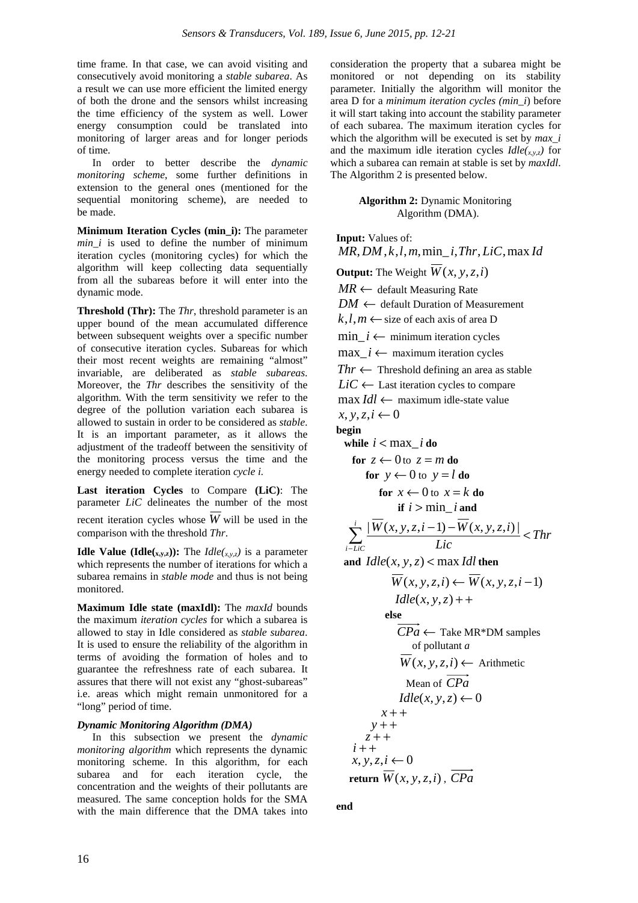time frame. In that case, we can avoid visiting and consecutively avoid monitoring a *stable subarea*. As a result we can use more efficient the limited energy of both the drone and the sensors whilst increasing the time efficiency of the system as well. Lower energy consumption could be translated into monitoring of larger areas and for longer periods of time.

In order to better describe the *dynamic monitoring scheme*, some further definitions in extension to the general ones (mentioned for the sequential monitoring scheme), are needed to be made.

**Minimum Iteration Cycles (min_i):** The parameter *min_i* is used to define the number of minimum iteration cycles (monitoring cycles) for which the algorithm will keep collecting data sequentially from all the subareas before it will enter into the dynamic mode.

**Threshold (Thr):** The *Thr*, threshold parameter is an upper bound of the mean accumulated difference between subsequent weights over a specific number of consecutive iteration cycles. Subareas for which their most recent weights are remaining "almost" invariable, are deliberated as *stable subareas*. Moreover, the *Thr* describes the sensitivity of the algorithm. With the term sensitivity we refer to the degree of the pollution variation each subarea is allowed to sustain in order to be considered as *stable*. It is an important parameter, as it allows the adjustment of the tradeoff between the sensitivity of the monitoring process versus the time and the energy needed to complete iteration *cycle i*.

**Last iteration Cycles** to Compare **(LiC)**: The parameter *LiC* delineates the number of the most recent iteration cycles whose $\overline{W}$ will be used in the comparison with the threshold *Thr*.

**Idle Value (Idle$_{(x,y,z)}$):** The *Idle$_{(x,y,z)}$* is a parameter which represents the number of iterations for which a subarea remains in *stable mode* and thus is not being monitored.

**Maximum Idle state (maxIdl):** The *maxId* bounds the maximum *iteration cycles* for which a subarea is allowed to stay in Idle considered as *stable subarea*. It is used to ensure the reliability of the algorithm in terms of avoiding the formation of holes and to guarantee the refreshness rate of each subarea. It assures that there will not exist any "ghost-subareas" i.e. areas which might remain unmonitored for a "long" period of time.

### *Dynamic Monitoring Algorithm (DMA)*

In this subsection we present the *dynamic monitoring algorithm* which represents the dynamic monitoring scheme. In this algorithm, for each subarea and for each iteration cycle, the concentration and the weights of their pollutants are measured. The same conception holds for the SMA with the main difference that the DMA takes into consideration the property that a subarea might be monitored or not depending on its stability parameter. Initially the algorithm will monitor the area D for a *minimum iteration cycles (min_i)* before it will start taking into account the stability parameter of each subarea. The maximum iteration cycles for which the algorithm will be executed is set by *max_i* and the maximum idle iteration cycles *Idle$_{(x,y,z)}$* for which a subarea can remain at stable is set by *maxIdl*. The Algorithm 2 is presented below.

**Algorithm 2:** Dynamic Monitoring Algorithm (DMA).

**Input:** Values of: $MR, DM, k, l, m, \min\_i, Thr, LiC, \max Id$

**Output:** The Weight $\overline{W}(x,y,z,i)$

$MR \leftarrow$ default Measuring Rate
$DM \leftarrow$ default Duration of Measurement
$k,l,m \leftarrow$ size of each axis of area D
$\min\_i \leftarrow$ minimum iteration cycles
$\max\_i \leftarrow$ maximum iteration cycles
$Thr \leftarrow$ Threshold defining an area as stable
$LiC \leftarrow$ Last iteration cycles to compare
$\max Idl \leftarrow$ maximum idle-state value
$x,y,z,i \leftarrow 0$

**begin**
&nbsp;&nbsp;**while** $i < \max\_i$ **do**
&nbsp;&nbsp;&nbsp;&nbsp;**for** $z \leftarrow 0$ to $z = m$ **do**
&nbsp;&nbsp;&nbsp;&nbsp;&nbsp;&nbsp;**for** $y \leftarrow 0$ to $y = l$ **do**
&nbsp;&nbsp;&nbsp;&nbsp;&nbsp;&nbsp;&nbsp;&nbsp;**for** $x \leftarrow 0$ to $x = k$ **do**
&nbsp;&nbsp;&nbsp;&nbsp;&nbsp;&nbsp;&nbsp;&nbsp;&nbsp;&nbsp;**if** $i > \min\_i$ **and**

$$\sum_{i-LiC}^{i} \frac{|\overline{W}(x,y,z,i-1) - \overline{W}(x,y,z,i)|}{Lic} < Thr$$

&nbsp;&nbsp;**and** $Idle(x,y,z) < \max Idl$ **then**
&nbsp;&nbsp;&nbsp;&nbsp;&nbsp;&nbsp;&nbsp;&nbsp;&nbsp;&nbsp;&nbsp;&nbsp;$\overline{W}(x,y,z,i) \leftarrow \overline{W}(x,y,z,i-1)$
&nbsp;&nbsp;&nbsp;&nbsp;&nbsp;&nbsp;&nbsp;&nbsp;&nbsp;&nbsp;&nbsp;&nbsp;$Idle(x,y,z){+}{+}$
&nbsp;&nbsp;&nbsp;&nbsp;&nbsp;&nbsp;&nbsp;&nbsp;&nbsp;&nbsp;**else**
&nbsp;&nbsp;&nbsp;&nbsp;&nbsp;&nbsp;&nbsp;&nbsp;&nbsp;&nbsp;&nbsp;&nbsp;$\overrightarrow{CPa} \leftarrow$ Take MR*DM samples of pollutant *a*
&nbsp;&nbsp;&nbsp;&nbsp;&nbsp;&nbsp;&nbsp;&nbsp;&nbsp;&nbsp;&nbsp;&nbsp;$\overline{W}(x,y,z,i) \leftarrow$ Arithmetic Mean of $\overrightarrow{CPa}$
&nbsp;&nbsp;&nbsp;&nbsp;&nbsp;&nbsp;&nbsp;&nbsp;&nbsp;&nbsp;&nbsp;&nbsp;$Idle(x,y,z) \leftarrow 0$
&nbsp;&nbsp;&nbsp;&nbsp;&nbsp;&nbsp;&nbsp;&nbsp;$x{+}{+}$
&nbsp;&nbsp;&nbsp;&nbsp;&nbsp;&nbsp;$y{+}{+}$
&nbsp;&nbsp;&nbsp;&nbsp;$z{+}{+}$
&nbsp;&nbsp;$i{+}{+}$
&nbsp;&nbsp;$x,y,z,i \leftarrow 0$
&nbsp;&nbsp;**return** $\overline{W}(x,y,z,i)$, $\overrightarrow{CPa}$

**end**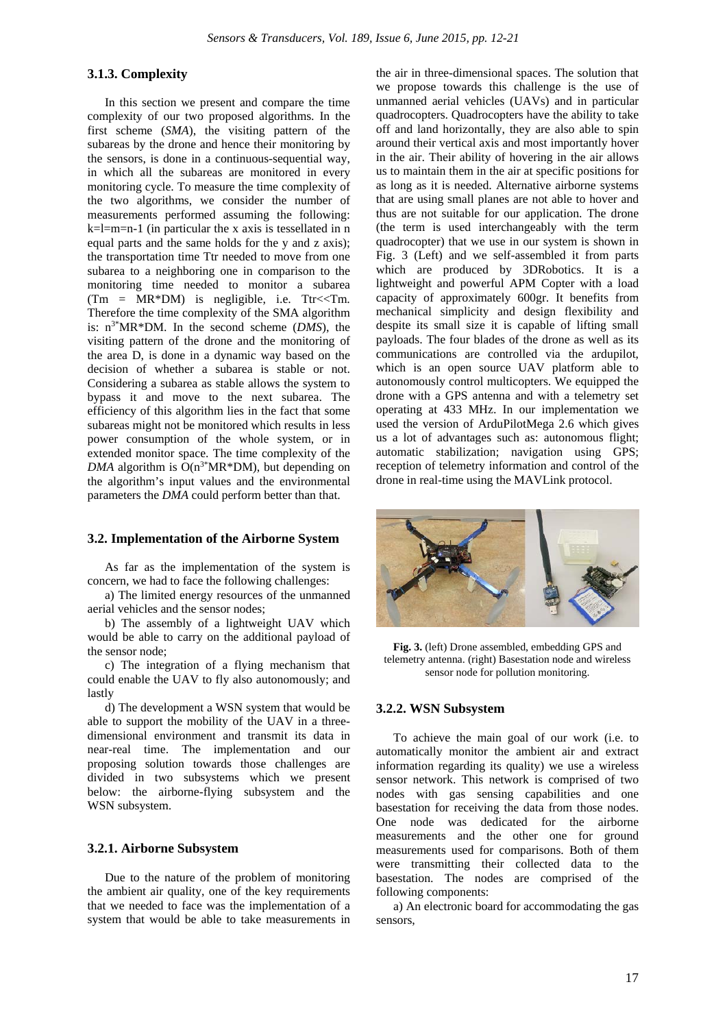#### 3.1.3. Complexity

In this section we present and compare the time complexity of our two proposed algorithms. In the first scheme (*SMA*), the visiting pattern of the subareas by the drone and hence their monitoring by the sensors, is done in a continuous-sequential way, in which all the subareas are monitored in every monitoring cycle. To measure the time complexity of the two algorithms, we consider the number of measurements performed assuming the following: k=l=m=n-1 (in particular the x axis is tessellated in n equal parts and the same holds for the y and z axis); the transportation time Ttr needed to move from one subarea to a neighboring one in comparison to the monitoring time needed to monitor a subarea (Tm = MR*DM) is negligible, i.e. Ttr<<Tm. Therefore the time complexity of the SMA algorithm is: $n^{3*}$MR*DM. In the second scheme (*DMS*), the visiting pattern of the drone and the monitoring of the area D, is done in a dynamic way based on the decision of whether a subarea is stable or not. Considering a subarea as stable allows the system to bypass it and move to the next subarea. The efficiency of this algorithm lies in the fact that some subareas might not be monitored which results in less power consumption of the whole system, or in extended monitor space. The time complexity of the *DMA* algorithm is O($n^{3*}$MR*DM), but depending on the algorithm's input values and the environmental parameters the *DMA* could perform better than that.

### 3.2. Implementation of the Airborne System

As far as the implementation of the system is concern, we had to face the following challenges:

a) The limited energy resources of the unmanned aerial vehicles and the sensor nodes;

b) The assembly of a lightweight UAV which would be able to carry on the additional payload of the sensor node;

c) The integration of a flying mechanism that could enable the UAV to fly also autonomously; and lastly

d) The development a WSN system that would be able to support the mobility of the UAV in a three-dimensional environment and transmit its data in near-real time. The implementation and our proposing solution towards those challenges are divided in two subsystems which we present below: the airborne-flying subsystem and the WSN subsystem.

#### 3.2.1. Airborne Subsystem

Due to the nature of the problem of monitoring the ambient air quality, one of the key requirements that we needed to face was the implementation of a system that would be able to take measurements in the air in three-dimensional spaces. The solution that we propose towards this challenge is the use of unmanned aerial vehicles (UAVs) and in particular quadrocopters. Quadrocopters have the ability to take off and land horizontally, they are also able to spin around their vertical axis and most importantly hover in the air. Their ability of hovering in the air allows us to maintain them in the air at specific positions for as long as it is needed. Alternative airborne systems that are using small planes are not able to hover and thus are not suitable for our application. The drone (the term is used interchangeably with the term quadrocopter) that we use in our system is shown in Fig. 3 (Left) and we self-assembled it from parts which are produced by 3DRobotics. It is a lightweight and powerful APM Copter with a load capacity of approximately 600gr. It benefits from mechanical simplicity and design flexibility and despite its small size it is capable of lifting small payloads. The four blades of the drone as well as its communications are controlled via the ardupilot, which is an open source UAV platform able to autonomously control multicopters. We equipped the drone with a GPS antenna and with a telemetry set operating at 433 MHz. In our implementation we used the version of ArduPilotMega 2.6 which gives us a lot of advantages such as: autonomous flight; automatic stabilization; navigation using GPS; reception of telemetry information and control of the drone in real-time using the MAVLink protocol.

**Fig. 3.** (left) Drone assembled, embedding GPS and telemetry antenna. (right) Basestation node and wireless sensor node for pollution monitoring.

#### 3.2.2. WSN Subsystem

To achieve the main goal of our work (i.e. to automatically monitor the ambient air and extract information regarding its quality) we use a wireless sensor network. This network is comprised of two nodes with gas sensing capabilities and one basestation for receiving the data from those nodes. One node was dedicated for the airborne measurements and the other one for ground measurements used for comparisons. Both of them were transmitting their collected data to the basestation. The nodes are comprised of the following components:

a) An electronic board for accommodating the gas sensors,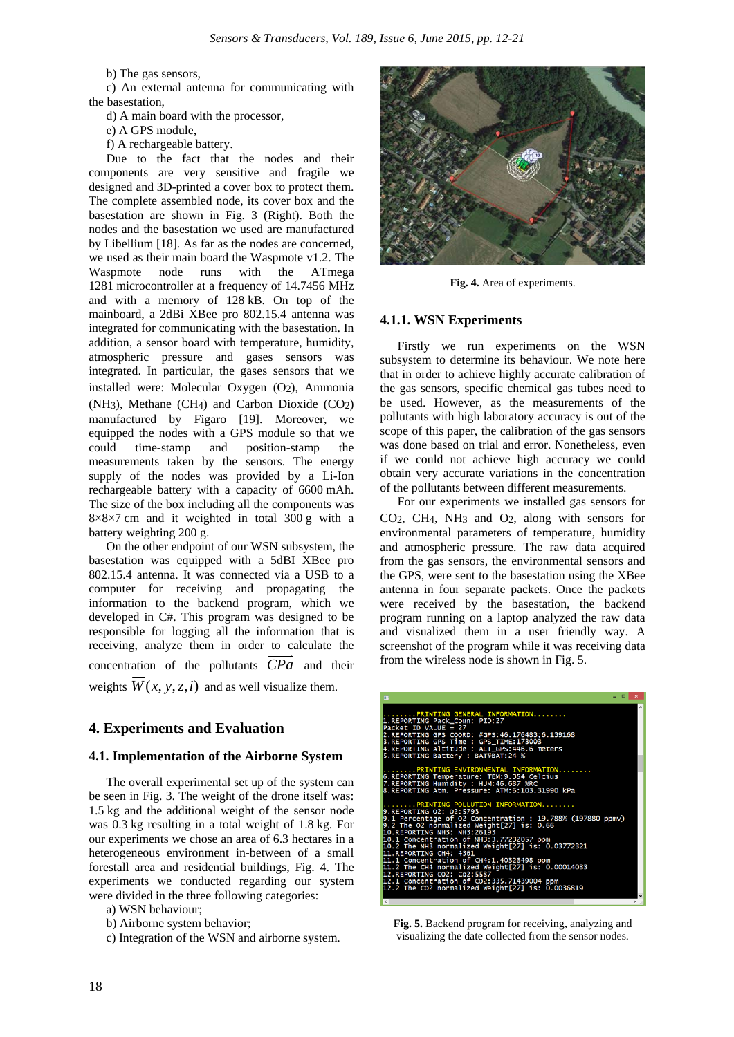b) The gas sensors,

c) An external antenna for communicating with the basestation,

d) A main board with the processor,

e) A GPS module,

f) A rechargeable battery.

Due to the fact that the nodes and their components are very sensitive and fragile we designed and 3D-printed a cover box to protect them. The complete assembled node, its cover box and the basestation are shown in Fig. 3 (Right). Both the nodes and the basestation we used are manufactured by Libellium [18]. As far as the nodes are concerned, we used as their main board the Waspmote v1.2. The Waspmote node runs with the ATmega 1281 microcontroller at a frequency of 14.7456 MHz and with a memory of 128 kB. On top of the mainboard, a 2dBi XBee pro 802.15.4 antenna was integrated for communicating with the basestation. In addition, a sensor board with temperature, humidity, atmospheric pressure and gases sensors was integrated. In particular, the gases sensors that we installed were: Molecular Oxygen ($O_2$), Ammonia ($NH_3$), Methane ($CH_4$) and Carbon Dioxide ($CO_2$) manufactured by Figaro [19]. Moreover, we equipped the nodes with a GPS module so that we could time-stamp and position-stamp the measurements taken by the sensors. The energy supply of the nodes was provided by a Li-Ion rechargeable battery with a capacity of 6600 mAh. The size of the box including all the components was 8×8×7 cm and it weighted in total 300 g with a battery weighting 200 g.

On the other endpoint of our WSN subsystem, the basestation was equipped with a 5dBI XBee pro 802.15.4 antenna. It was connected via a USB to a computer for receiving and propagating the information to the backend program, which we developed in C#. This program was designed to be responsible for logging all the information that is receiving, analyze them in order to calculate the concentration of the pollutants $\overrightarrow{CPa}$ and their weights $\overline{W}(x,y,z,i)$ and as well visualize them.

## 4. Experiments and Evaluation

### 4.1. Implementation of the Airborne System

The overall experimental set up of the system can be seen in Fig. 3. The weight of the drone itself was: 1.5 kg and the additional weight of the sensor node was 0.3 kg resulting in a total weight of 1.8 kg. For our experiments we chose an area of 6.3 hectares in a heterogeneous environment in-between of a small forestall area and residential buildings, Fig. 4. The experiments we conducted regarding our system were divided in the three following categories:

a) WSN behaviour;

b) Airborne system behavior;

c) Integration of the WSN and airborne system.

**Fig. 4.** Area of experiments.

#### 4.1.1. WSN Experiments

Firstly we run experiments on the WSN subsystem to determine its behaviour. We note here that in order to achieve highly accurate calibration of the gas sensors, specific chemical gas tubes need to be used. However, as the measurements of the pollutants with high laboratory accuracy is out of the scope of this paper, the calibration of the gas sensors was done based on trial and error. Nonetheless, even if we could not achieve high accuracy we could obtain very accurate variations in the concentration of the pollutants between different measurements.

For our experiments we installed gas sensors for $CO_2$, $CH_4$, $NH_3$ and $O_2$, along with sensors for environmental parameters of temperature, humidity and atmospheric pressure. The raw data acquired from the gas sensors, the environmental sensors and the GPS, were sent to the basestation using the XBee antenna in four separate packets. Once the packets were received by the basestation, the backend program running on a laptop analyzed the raw data and visualized them in a user friendly way. A screenshot of the program while it was receiving data from the wireless node is shown in Fig. 5.

**Fig. 5.** Backend program for receiving, analyzing and visualizing the date collected from the sensor nodes.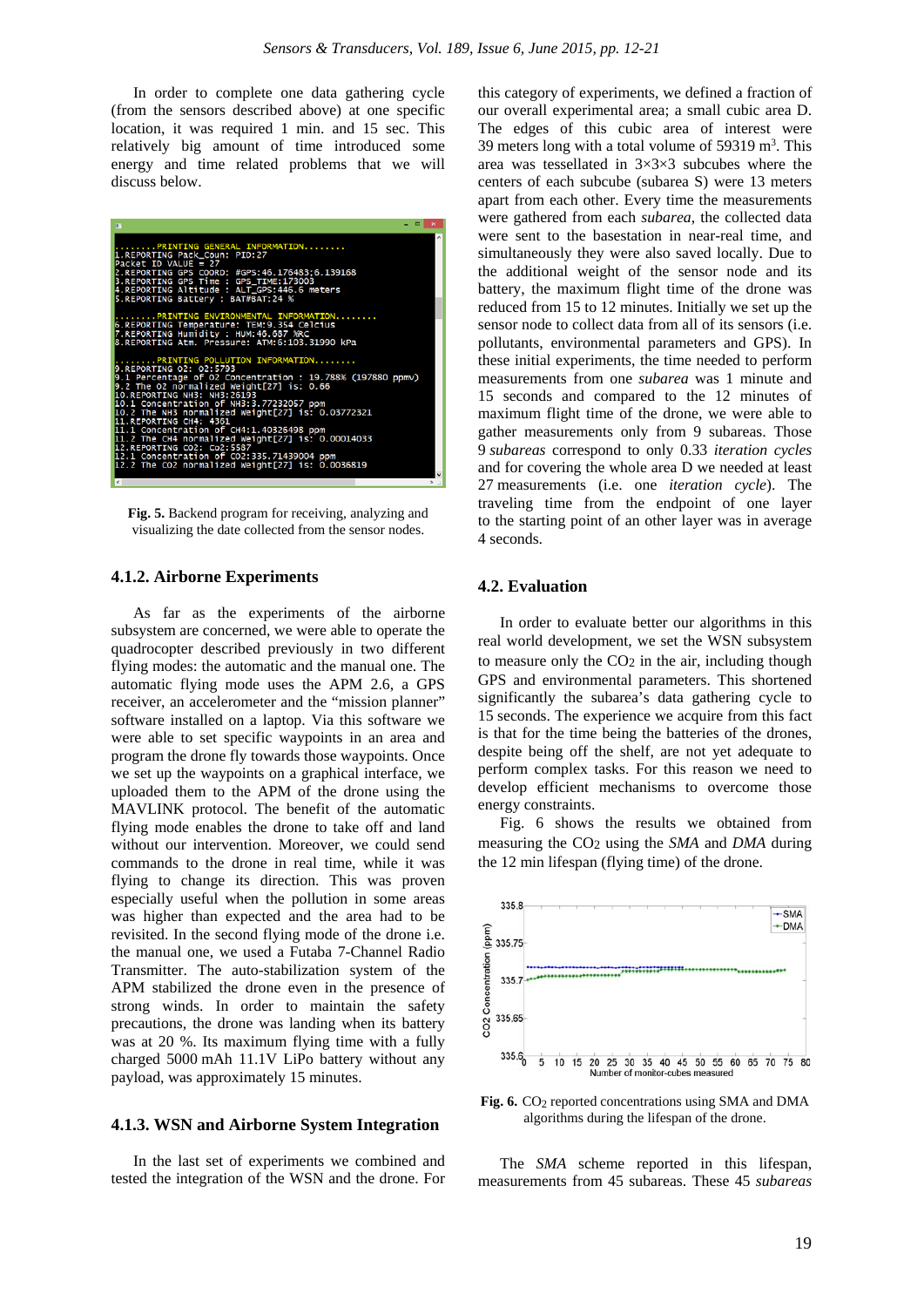In order to complete one data gathering cycle (from the sensors described above) at one specific location, it was required 1 min. and 15 sec. This relatively big amount of time introduced some energy and time related problems that we will discuss below.

Fig. 5. Backend program for receiving, analyzing and visualizing the date collected from the sensor nodes.

### 4.1.2. Airborne Experiments

As far as the experiments of the airborne subsystem are concerned, we were able to operate the quadrocopter described previously in two different flying modes: the automatic and the manual one. The automatic flying mode uses the APM 2.6, a GPS receiver, an accelerometer and the "mission planner" software installed on a laptop. Via this software we were able to set specific waypoints in an area and program the drone fly towards those waypoints. Once we set up the waypoints on a graphical interface, we uploaded them to the APM of the drone using the MAVLINK protocol. The benefit of the automatic flying mode enables the drone to take off and land without our intervention. Moreover, we could send commands to the drone in real time, while it was flying to change its direction. This was proven especially useful when the pollution in some areas was higher than expected and the area had to be revisited. In the second flying mode of the drone i.e. the manual one, we used a Futaba 7-Channel Radio Transmitter. The auto-stabilization system of the APM stabilized the drone even in the presence of strong winds. In order to maintain the safety precautions, the drone was landing when its battery was at 20 %. Its maximum flying time with a fully charged 5000 mAh 11.1V LiPo battery without any payload, was approximately 15 minutes.

### 4.1.3. WSN and Airborne System Integration

In the last set of experiments we combined and tested the integration of the WSN and the drone. For this category of experiments, we defined a fraction of our overall experimental area; a small cubic area D. The edges of this cubic area of interest were 39 meters long with a total volume of 59319 $m^3$. This area was tessellated in 3×3×3 subcubes where the centers of each subcube (subarea S) were 13 meters apart from each other. Every time the measurements were gathered from each *subarea*, the collected data were sent to the basestation in near-real time, and simultaneously they were also saved locally. Due to the additional weight of the sensor node and its battery, the maximum flight time of the drone was reduced from 15 to 12 minutes. Initially we set up the sensor node to collect data from all of its sensors (i.e. pollutants, environmental parameters and GPS). In these initial experiments, the time needed to perform measurements from one *subarea* was 1 minute and 15 seconds and compared to the 12 minutes of maximum flight time of the drone, we were able to gather measurements only from 9 subareas. Those 9 *subareas* correspond to only 0.33 *iteration cycles* and for covering the whole area D we needed at least 27 measurements (i.e. one *iteration cycle*). The traveling time from the endpoint of one layer to the starting point of an other layer was in average 4 seconds.

## 4.2. Evaluation

In order to evaluate better our algorithms in this real world development, we set the WSN subsystem to measure only the $CO_2$ in the air, including though GPS and environmental parameters. This shortened significantly the subarea's data gathering cycle to 15 seconds. The experience we acquire from this fact is that for the time being the batteries of the drones, despite being off the shelf, are not yet adequate to perform complex tasks. For this reason we need to develop efficient mechanisms to overcome those energy constraints.

Fig. 6 shows the results we obtained from measuring the $CO_2$ using the *SMA* and *DMA* during the 12 min lifespan (flying time) of the drone.

Fig. 6. $CO_2$ reported concentrations using SMA and DMA algorithms during the lifespan of the drone.

The *SMA* scheme reported in this lifespan, measurements from 45 subareas. These 45 *subareas*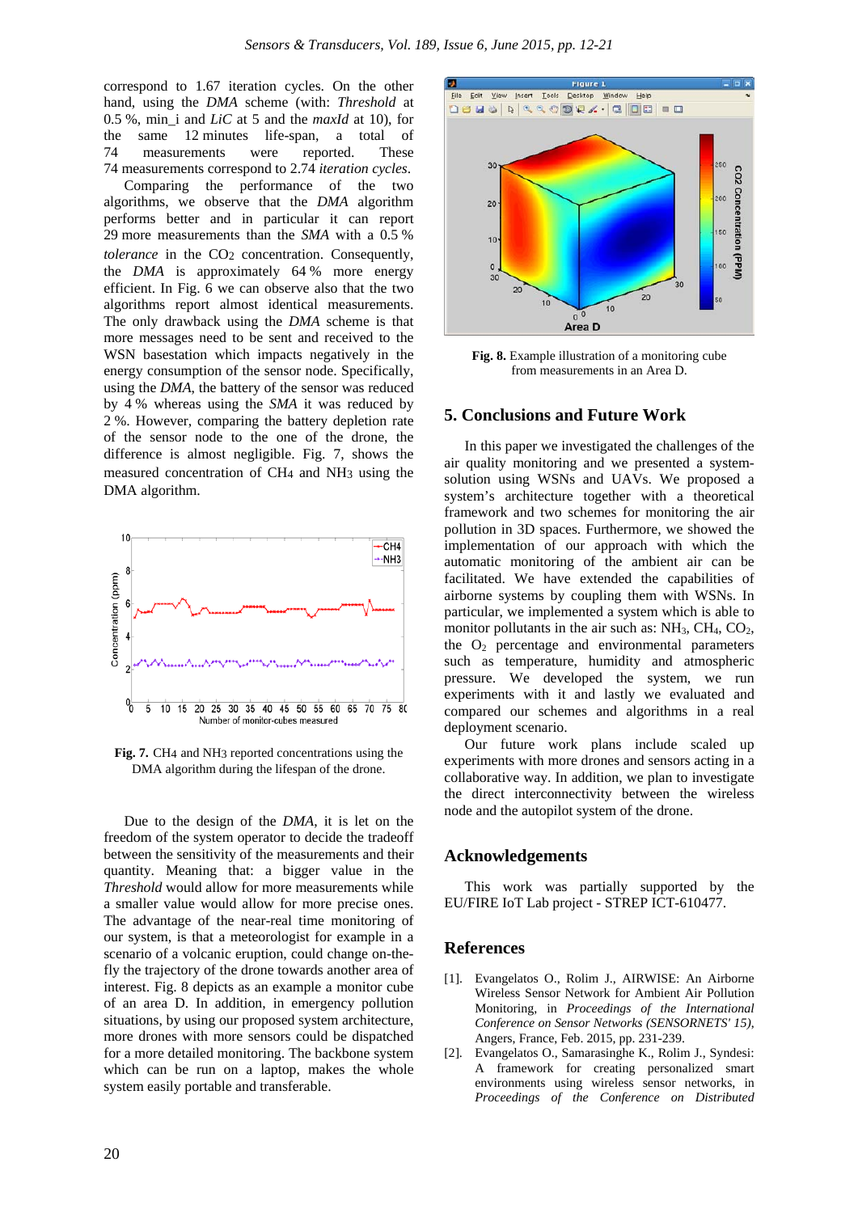correspond to 1.67 iteration cycles. On the other hand, using the *DMA* scheme (with: *Threshold* at 0.5 %, min_i at 5 and *LiC* at 5 and the *maxId* at 10), for the same 12 minutes life-span, a total of 74 measurements were reported. These 74 measurements correspond to 2.74 *iteration cycles*.

Comparing the performance of the two algorithms, we observe that the *DMA* algorithm performs better and in particular it can report 29 more measurements than the *SMA* with a 0.5 % *tolerance* in the $CO_2$ concentration. Consequently, the *DMA* is approximately 64 % more energy efficient. In Fig. 6 we can observe also that the two algorithms report almost identical measurements. The only drawback using the *DMA* scheme is that more messages need to be sent and received to the WSN basestation which impacts negatively in the energy consumption of the sensor node. Specifically, using the *DMA*, the battery of the sensor was reduced by 4 % whereas using the *SMA* it was reduced by 2 %. However, comparing the battery depletion rate of the sensor node to the one of the drone, the difference is almost negligible. Fig. 7, shows the measured concentration of $CH_4$ and $NH_3$ using the DMA algorithm.

**Fig. 7.** $CH_4$ and $NH_3$ reported concentrations using the DMA algorithm during the lifespan of the drone.

Due to the design of the *DMA*, it is let on the freedom of the system operator to decide the tradeoff between the sensitivity of the measurements and their quantity. Meaning that: a bigger value in the *Threshold* would allow for more measurements while a smaller value would allow for more precise ones. The advantage of the near-real time monitoring of our system, is that a meteorologist for example in a scenario of a volcanic eruption, could change on-the-fly the trajectory of the drone towards another area of interest. Fig. 8 depicts as an example a monitor cube of an area D. In addition, in emergency pollution situations, by using our proposed system architecture, more drones with more sensors could be dispatched for a more detailed monitoring. The backbone system which can be run on a laptop, makes the whole system easily portable and transferable.

**Fig. 8.** Example illustration of a monitoring cube from measurements in an Area D.

## 5. Conclusions and Future Work

In this paper we investigated the challenges of the air quality monitoring and we presented a system-solution using WSNs and UAVs. We proposed a system's architecture together with a theoretical framework and two schemes for monitoring the air pollution in 3D spaces. Furthermore, we showed the implementation of our approach with which the automatic monitoring of the ambient air can be facilitated. We have extended the capabilities of airborne systems by coupling them with WSNs. In particular, we implemented a system which is able to monitor pollutants in the air such as: $NH_3$, $CH_4$, $CO_2$, the $O_2$ percentage and environmental parameters such as temperature, humidity and atmospheric pressure. We developed the system, we run experiments with it and lastly we evaluated and compared our schemes and algorithms in a real deployment scenario.

Our future work plans include scaled up experiments with more drones and sensors acting in a collaborative way. In addition, we plan to investigate the direct interconnectivity between the wireless node and the autopilot system of the drone.

## Acknowledgements

This work was partially supported by the EU/FIRE IoT Lab project - STREP ICT-610477.

## References

[1]. Evangelatos O., Rolim J., AIRWISE: An Airborne Wireless Sensor Network for Ambient Air Pollution Monitoring, in *Proceedings of the International Conference on Sensor Networks (SENSORNETS' 15)*, Angers, France, Feb. 2015, pp. 231-239.

[2]. Evangelatos O., Samarasinghe K., Rolim J., Syndesi: A framework for creating personalized smart environments using wireless sensor networks, in *Proceedings of the Conference on Distributed*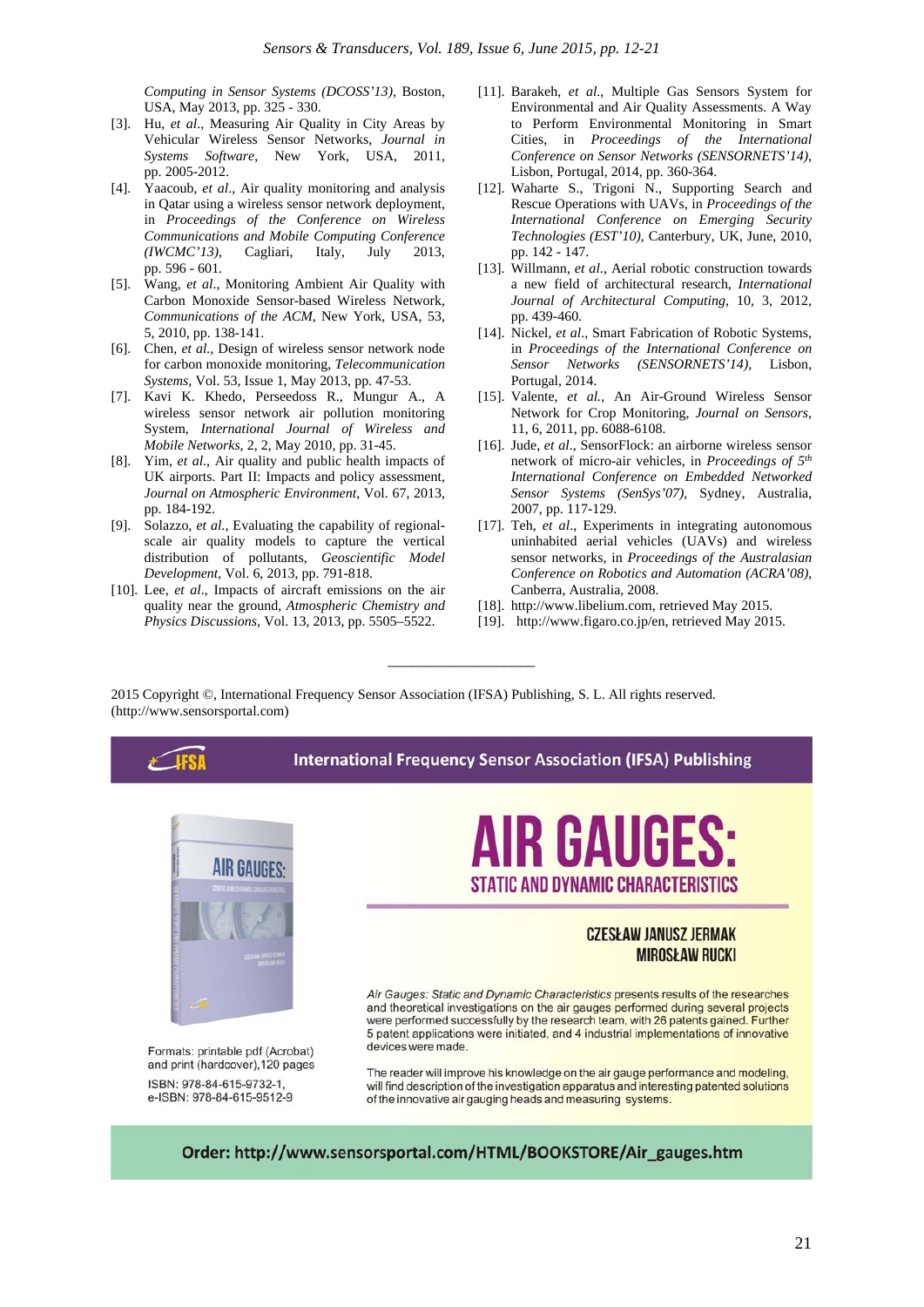*Computing in Sensor Systems (DCOSS'13)*, Boston, USA, May 2013, pp. 325 - 330.

[3]. Hu, *et al*., Measuring Air Quality in City Areas by Vehicular Wireless Sensor Networks, *Journal in Systems Software*, New York, USA, 2011, pp. 2005-2012.

[4]. Yaacoub, *et al*., Air quality monitoring and analysis in Qatar using a wireless sensor network deployment, in *Proceedings of the Conference on Wireless Communications and Mobile Computing Conference (IWCMC'13)*, Cagliari, Italy, July 2013, pp. 596 - 601.

[5]. Wang, *et al*., Monitoring Ambient Air Quality with Carbon Monoxide Sensor-based Wireless Sensor Network, *Communications of the ACM*, New York, USA, 53, 5, 2010, pp. 138-141.

[6]. Chen, *et al*., Design of wireless sensor network node for carbon monoxide monitoring, *Telecommunication Systems*, Vol. 53, Issue 1, May 2013, pp. 47-53.

[7]. Kavi K. Khedo, Perseedoss R., Mungur A., A wireless sensor network air pollution monitoring System, *International Journal of Wireless and Mobile Networks*, 2, 2, May 2010, pp. 31-45.

[8]. Yim, *et al*., Air quality and public health impacts of UK airports. Part II: Impacts and policy assessment, *Journal on Atmospheric Environment*, Vol. 67, 2013, pp. 184-192.

[9]. Solazzo, *et al*., Evaluating the capability of regional-scale air quality models to capture the vertical distribution of pollutants, *Geoscientific Model Development*, Vol. 6, 2013, pp. 791-818.

[10]. Lee, *et al*., Impacts of aircraft emissions on the air quality near the ground, *Atmospheric Chemistry and Physics Discussions*, Vol. 13, 2013, pp. 5505–5522.

[11]. Barakeh, *et al*., Multiple Gas Sensors System for Environmental and Air Quality Assessments. A Way to Perform Environmental Monitoring in Smart Cities, in *Proceedings of the International Conference on Sensor Networks (SENSORNETS'14)*, Lisbon, Portugal, 2014, pp. 360-364.

[12]. Waharte S., Trigoni N., Supporting Search and Rescue Operations with UAVs, in *Proceedings of the International Conference on Emerging Security Technologies (EST'10)*, Canterbury, UK, June, 2010, pp. 142 - 147.

[13]. Willmann, *et al*., Aerial robotic construction towards a new field of architectural research, *International Journal of Architectural Computing*, 10, 3, 2012, pp. 439-460.

[14]. Nickel, *et al*., Smart Fabrication of Robotic Systems, in *Proceedings of the International Conference on Sensor Networks (SENSORNETS'14)*, Lisbon, Portugal, 2014.

[15]. Valente, *et al.*, An Air-Ground Wireless Sensor Network for Crop Monitoring, *Journal on Sensors*, 11, 6, 2011, pp. 6088-6108.

[16]. Jude, *et al*., SensorFlock: an airborne wireless sensor network of micro-air vehicles, in *Proceedings of 5th International Conference on Embedded Networked Sensor Systems (SenSys'07)*, Sydney, Australia, 2007, pp. 117-129.

[17]. Teh, *et al*., Experiments in integrating autonomous uninhabited aerial vehicles (UAVs) and wireless sensor networks, in *Proceedings of the Australasian Conference on Robotics and Automation (ACRA'08)*, Canberra, Australia, 2008.

[18]. http://www.libelium.com, retrieved May 2015.

[19]. http://www.figaro.co.jp/en, retrieved May 2015.

---

2015 Copyright ©, International Frequency Sensor Association (IFSA) Publishing, S. L. All rights reserved. (http://www.sensorsportal.com)

**International Frequency Sensor Association (IFSA) Publishing**

# AIR GAUGES:
## STATIC AND DYNAMIC CHARACTERISTICS

**CZESŁAW JANUSZ JERMAK**
**MIROSŁAW RUCKI**

Formats: printable pdf (Acrobat) and print (hardcover),120 pages

ISBN: 978-84-615-9732-1,
e-ISBN: 978-84-615-9512-9

*Air Gauges: Static and Dynamic Characteristics* presents results of the researches and theoretical investigations on the air gauges performed during several projects were performed successfully by the research team, with 26 patents gained. Further 5 patent applications were initiated, and 4 industrial implementations of innovative devices were made.

The reader will improve his knowledge on the air gauge performance and modeling, will find description of the investigation apparatus and interesting patented solutions of the innovative air gauging heads and measuring systems.

**Order: http://www.sensorsportal.com/HTML/BOOKSTORE/Air_gauges.htm**